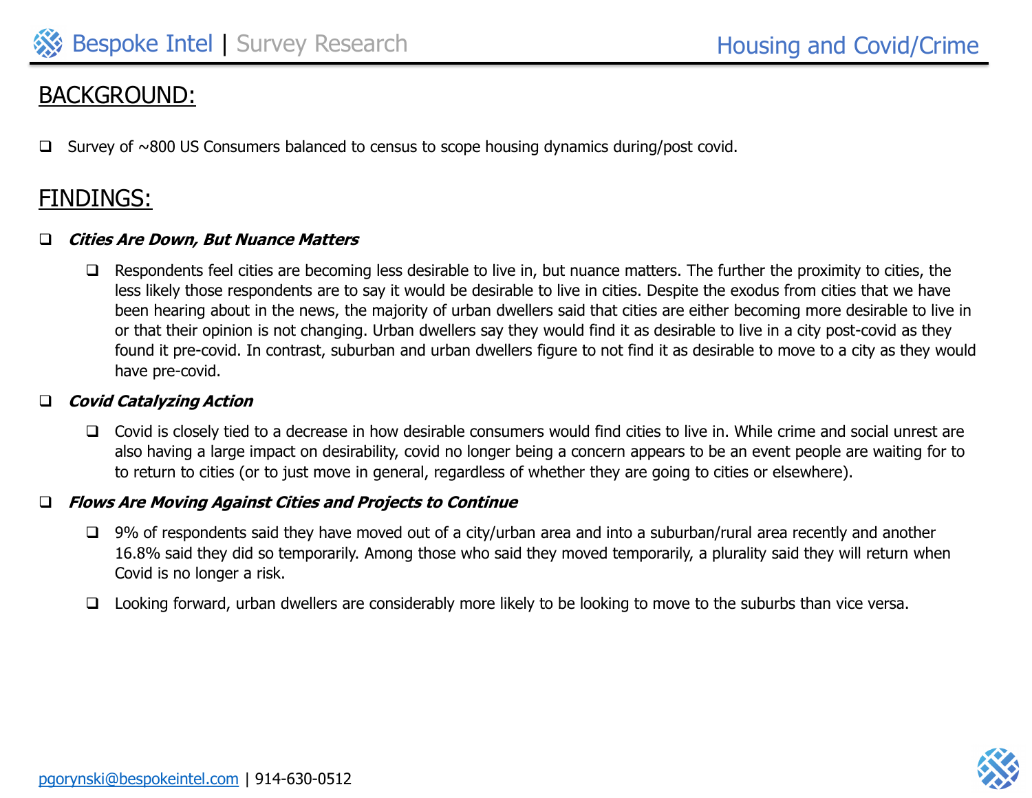## BACKGROUND:

- Survey of ~800 US Consumers balanced to census to scope housing dynamics during/post covid.

## FINDINGS:

- ***Cities Are Down, But Nuance Matters***
  - Respondents feel cities are becoming less desirable to live in, but nuance matters. The further the proximity to cities, the less likely those respondents are to say it would be desirable to live in cities. Despite the exodus from cities that we have been hearing about in the news, the majority of urban dwellers said that cities are either becoming more desirable to live in or that their opinion is not changing. Urban dwellers say they would find it as desirable to live in a city post-covid as they found it pre-covid. In contrast, suburban and urban dwellers figure to not find it as desirable to move to a city as they would have pre-covid.
- ***Covid Catalyzing Action***
  - Covid is closely tied to a decrease in how desirable consumers would find cities to live in. While crime and social unrest are also having a large impact on desirability, covid no longer being a concern appears to be an event people are waiting for to to return to cities (or to just move in general, regardless of whether they are going to cities or elsewhere).
- ***Flows Are Moving Against Cities and Projects to Continue***
  - 9% of respondents said they have moved out of a city/urban area and into a suburban/rural area recently and another 16.8% said they did so temporarily. Among those who said they moved temporarily, a plurality said they will return when Covid is no longer a risk.
  - Looking forward, urban dwellers are considerably more likely to be looking to move to the suburbs than vice versa.

pgorynski@bespokeintel.com | 914-630-0512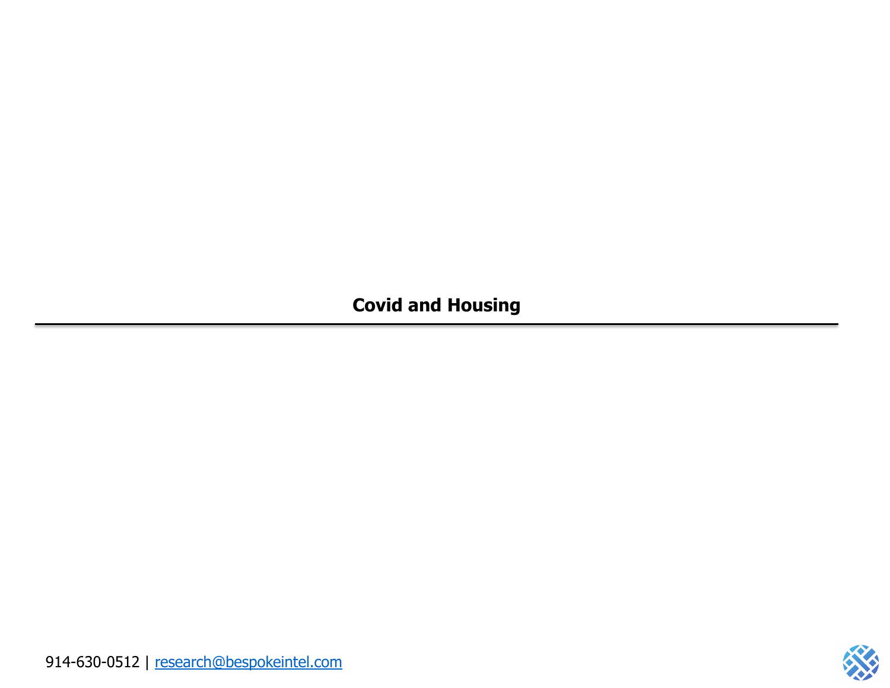# Covid and Housing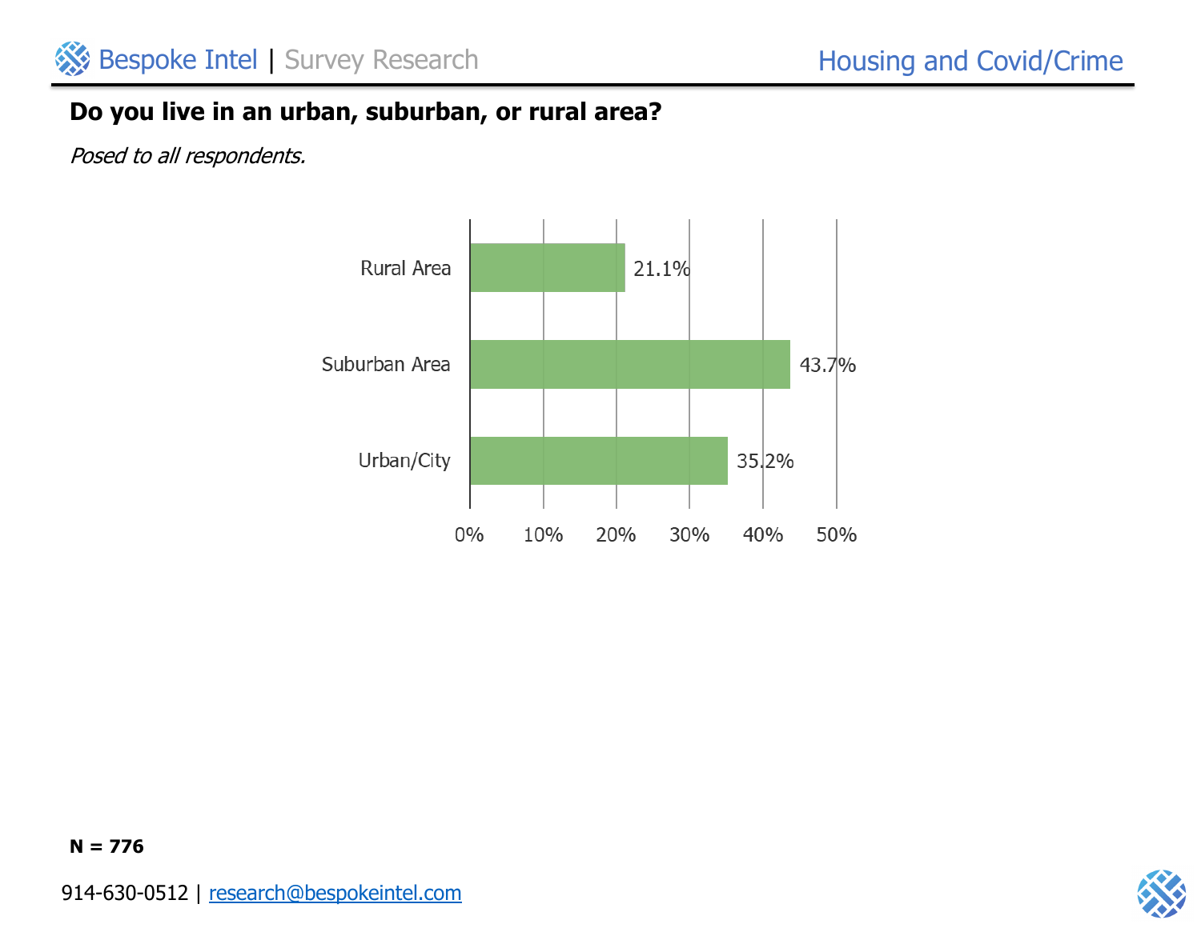## Do you live in an urban, suburban, or rural area?

*Posed to all respondents.*

| Response | Percentage |
|---|---|
| Rural Area | 21.1% |
| Suburban Area | 43.7% |
| Urban/City | 35.2% |

**N = 776**

914-630-0512 | research@bespokeintel.com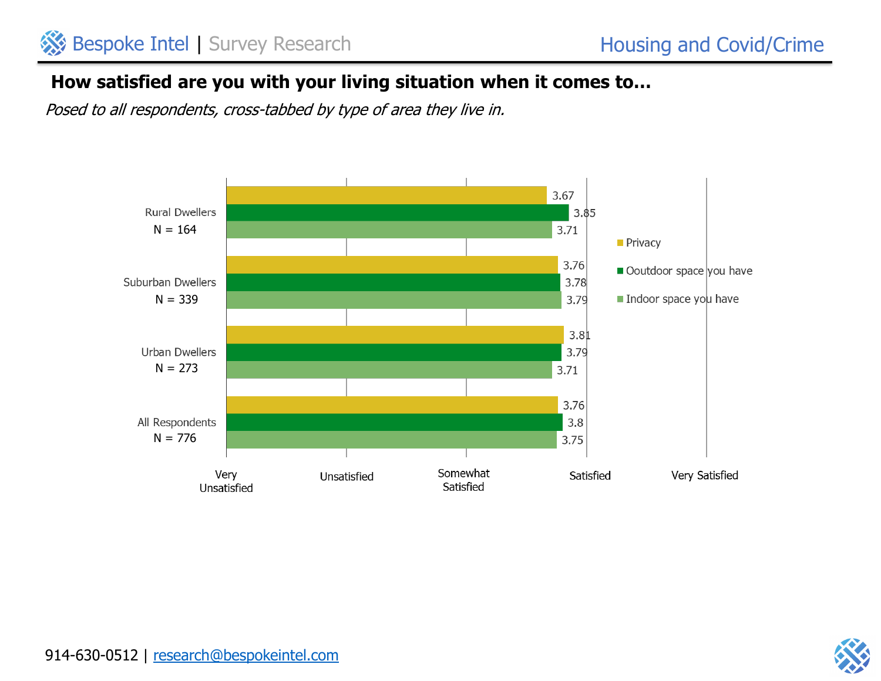## How satisfied are you with your living situation when it comes to…

*Posed to all respondents, cross-tabbed by type of area they live in.*

| Group | Privacy | Ooutdoor space you have | Indoor space you have |
|---|---|---|---|
| Rural Dwellers N = 164 | 3.67 | 3.85 | 3.71 |
| Suburban Dwellers N = 339 | 3.76 | 3.78 | 3.79 |
| Urban Dwellers N = 273 | 3.81 | 3.79 | 3.71 |
| All Respondents N = 776 | 3.76 | 3.8 | 3.75 |

Scale: Very Unsatisfied, Unsatisfied, Somewhat Satisfied, Satisfied, Very Satisfied

914-630-0512 | research@bespokeintel.com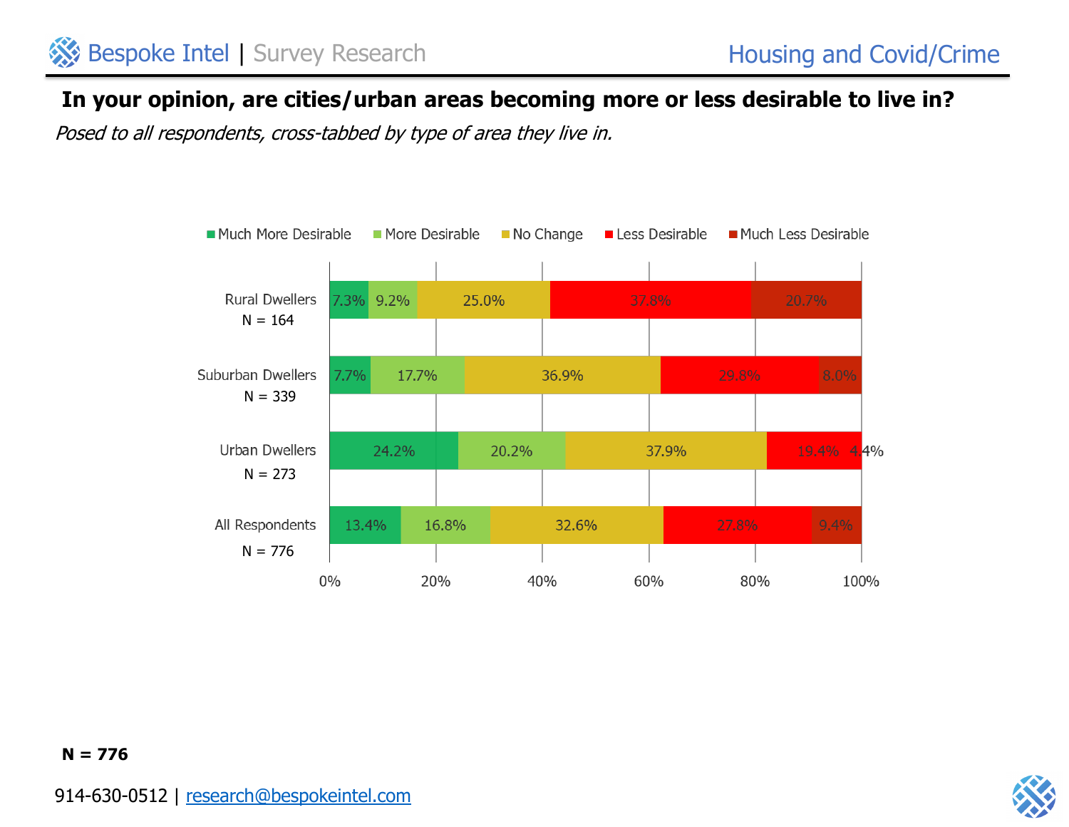## In your opinion, are cities/urban areas becoming more or less desirable to live in?

*Posed to all respondents, cross-tabbed by type of area they live in.*

| | Much More Desirable | More Desirable | No Change | Less Desirable | Much Less Desirable |
|---|---|---|---|---|---|
| Rural Dwellers N = 164 | 7.3% | 9.2% | 25.0% | 37.8% | 20.7% |
| Suburban Dwellers N = 339 | 7.7% | 17.7% | 36.9% | 29.8% | 8.0% |
| Urban Dwellers N = 273 | 24.2% | 20.2% | 37.9% | 19.4% | 4.4% |
| All Respondents N = 776 | 13.4% | 16.8% | 32.6% | 27.8% | 9.4% |

**N = 776**

914-630-0512 | research@bespokeintel.com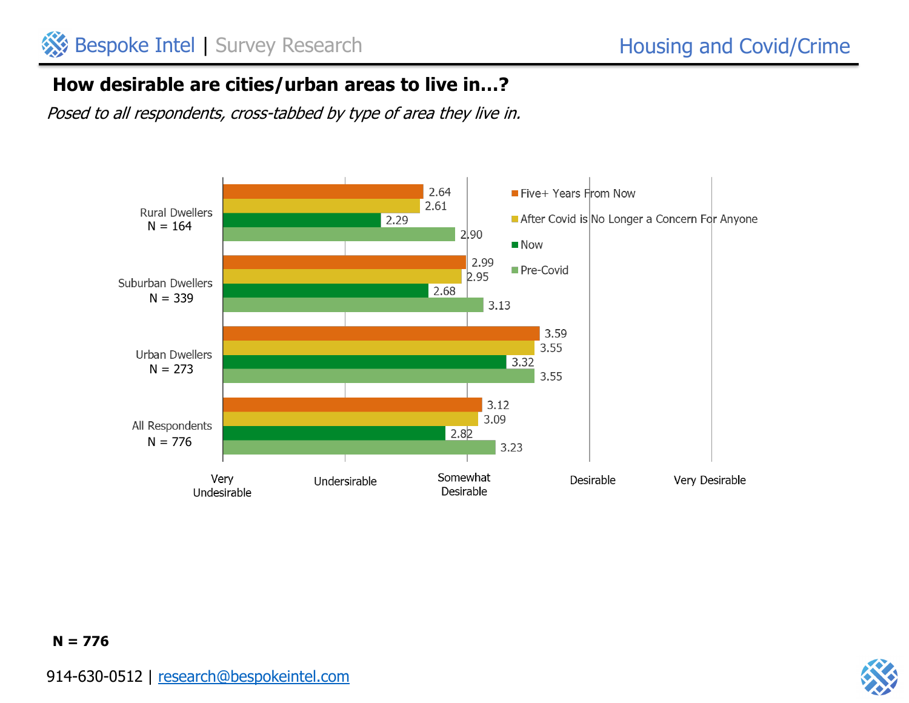## How desirable are cities/urban areas to live in…?

*Posed to all respondents, cross-tabbed by type of area they live in.*

| | Five+ Years From Now | After Covid is No Longer a Concern For Anyone | Now | Pre-Covid |
|---|---|---|---|---|
| Rural Dwellers N = 164 | 2.64 | 2.61 | 2.29 | 2.90 |
| Suburban Dwellers N = 339 | 2.99 | 2.95 | 2.68 | 3.13 |
| Urban Dwellers N = 273 | 3.59 | 3.55 | 3.32 | 3.55 |
| All Respondents N = 776 | 3.12 | 3.09 | 2.82 | 3.23 |

Scale: Very Undesirable, Undersirable, Somewhat Desirable, Desirable, Very Desirable

**N = 776**

914-630-0512 | research@bespokeintel.com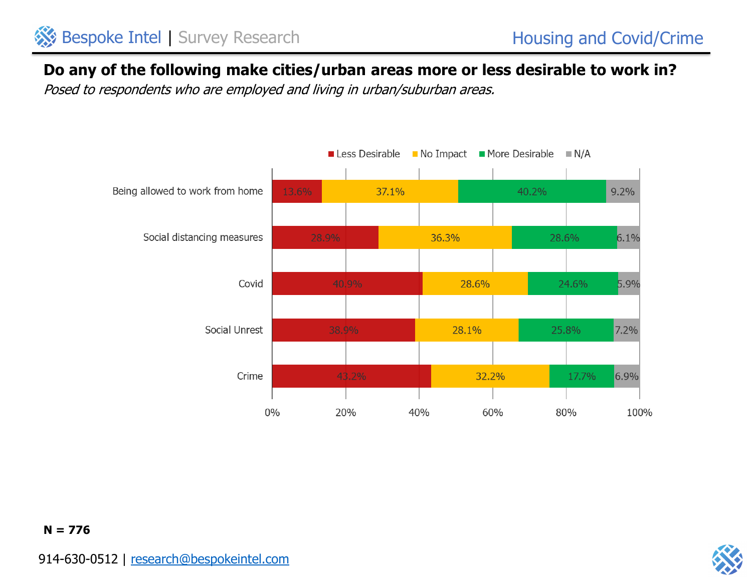## Do any of the following make cities/urban areas more or less desirable to work in?

*Posed to respondents who are employed and living in urban/suburban areas.*

| | Less Desirable | No Impact | More Desirable | N/A |
|---|---|---|---|---|
| Being allowed to work from home | 13.6% | 37.1% | 40.2% | 9.2% |
| Social distancing measures | 28.9% | 36.3% | 28.6% | 6.1% |
| Covid | 40.9% | 28.6% | 24.6% | 5.9% |
| Social Unrest | 38.9% | 28.1% | 25.8% | 7.2% |
| Crime | 43.2% | 32.2% | 17.7% | 6.9% |

**N = 776**

914-630-0512 | research@bespokeintel.com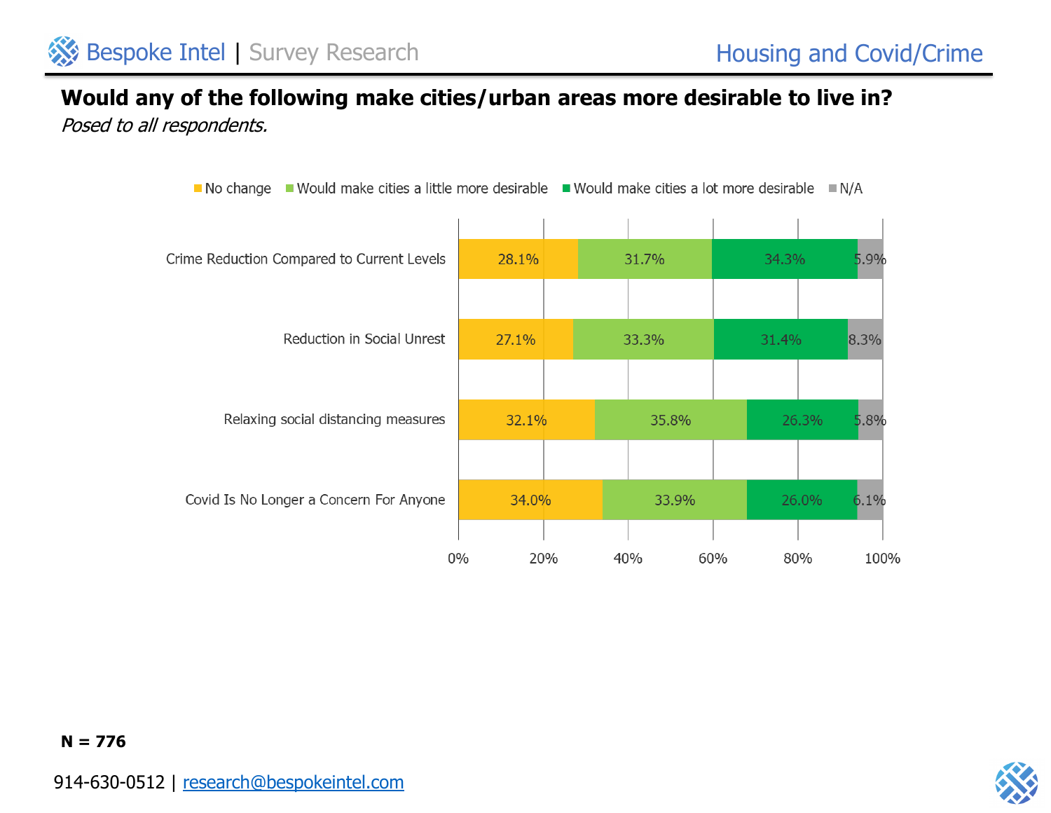## Would any of the following make cities/urban areas more desirable to live in?

*Posed to all respondents.*

| | No change | Would make cities a little more desirable | Would make cities a lot more desirable | N/A |
|---|---|---|---|---|
| Crime Reduction Compared to Current Levels | 28.1% | 31.7% | 34.3% | 5.9% |
| Reduction in Social Unrest | 27.1% | 33.3% | 31.4% | 8.3% |
| Relaxing social distancing measures | 32.1% | 35.8% | 26.3% | 5.8% |
| Covid Is No Longer a Concern For Anyone | 34.0% | 33.9% | 26.0% | 6.1% |

**N = 776**

914-630-0512 | research@bespokeintel.com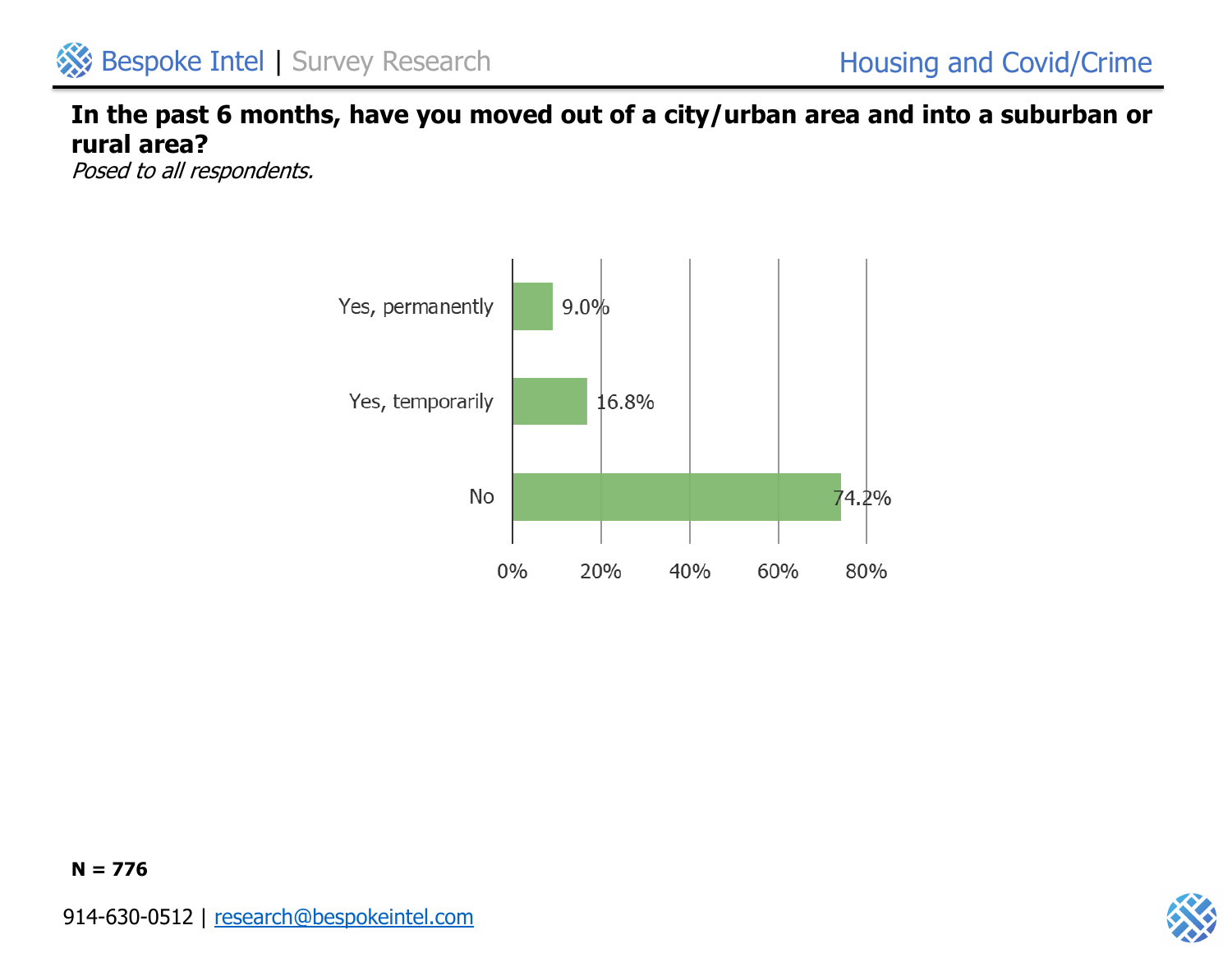**In the past 6 months, have you moved out of a city/urban area and into a suburban or rural area?**

*Posed to all respondents.*

| Response | Percentage |
|---|---|
| Yes, permanently | 9.0% |
| Yes, temporarily | 16.8% |
| No | 74.2% |

**N = 776**

914-630-0512 | research@bespokeintel.com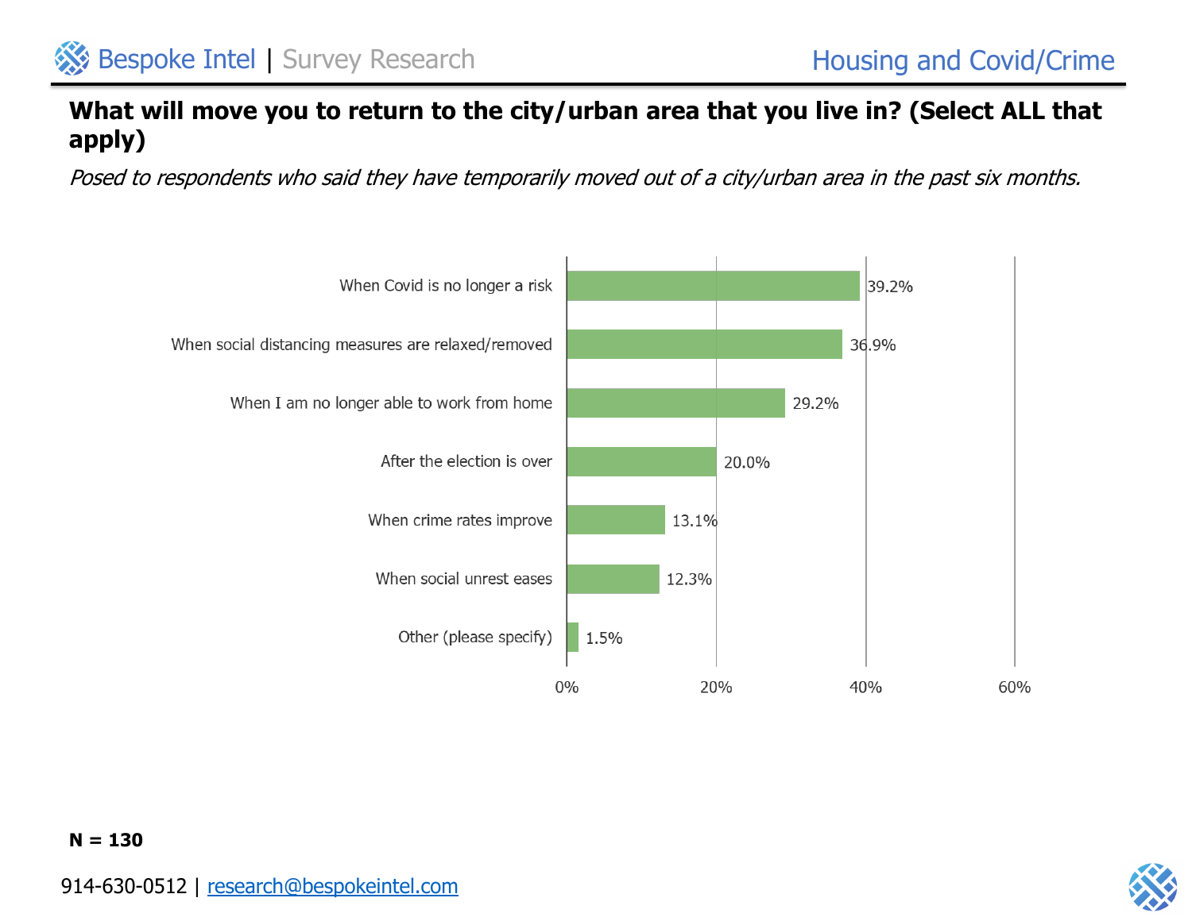## What will move you to return to the city/urban area that you live in? (Select ALL that apply)

*Posed to respondents who said they have temporarily moved out of a city/urban area in the past six months.*

| Response | Percent |
|---|---|
| When Covid is no longer a risk | 39.2% |
| When social distancing measures are relaxed/removed | 36.9% |
| When I am no longer able to work from home | 29.2% |
| After the election is over | 20.0% |
| When crime rates improve | 13.1% |
| When social unrest eases | 12.3% |
| Other (please specify) | 1.5% |

**N = 130**

914-630-0512 | research@bespokeintel.com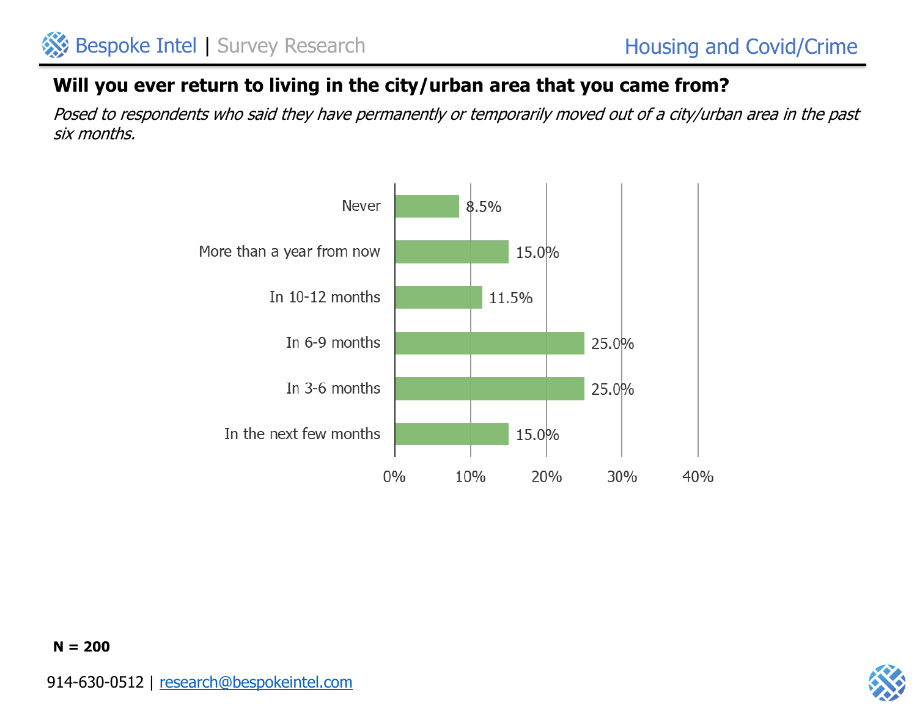## Will you ever return to living in the city/urban area that you came from?

*Posed to respondents who said they have permanently or temporarily moved out of a city/urban area in the past six months.*

| Response | Percentage |
|---|---|
| Never | 8.5% |
| More than a year from now | 15.0% |
| In 10-12 months | 11.5% |
| In 6-9 months | 25.0% |
| In 3-6 months | 25.0% |
| In the next few months | 15.0% |

**N = 200**

914-630-0512 | research@bespokeintel.com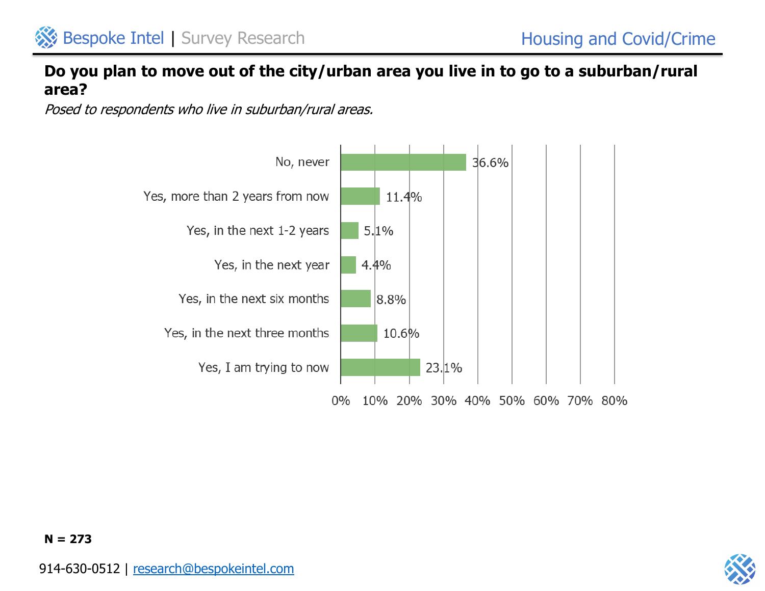## Do you plan to move out of the city/urban area you live in to go to a suburban/rural area?

*Posed to respondents who live in suburban/rural areas.*

| Response | Percentage |
|---|---|
| No, never | 36.6% |
| Yes, more than 2 years from now | 11.4% |
| Yes, in the next 1-2 years | 5.1% |
| Yes, in the next year | 4.4% |
| Yes, in the next six months | 8.8% |
| Yes, in the next three months | 10.6% |
| Yes, I am trying to now | 23.1% |

**N = 273**

914-630-0512 | research@bespokeintel.com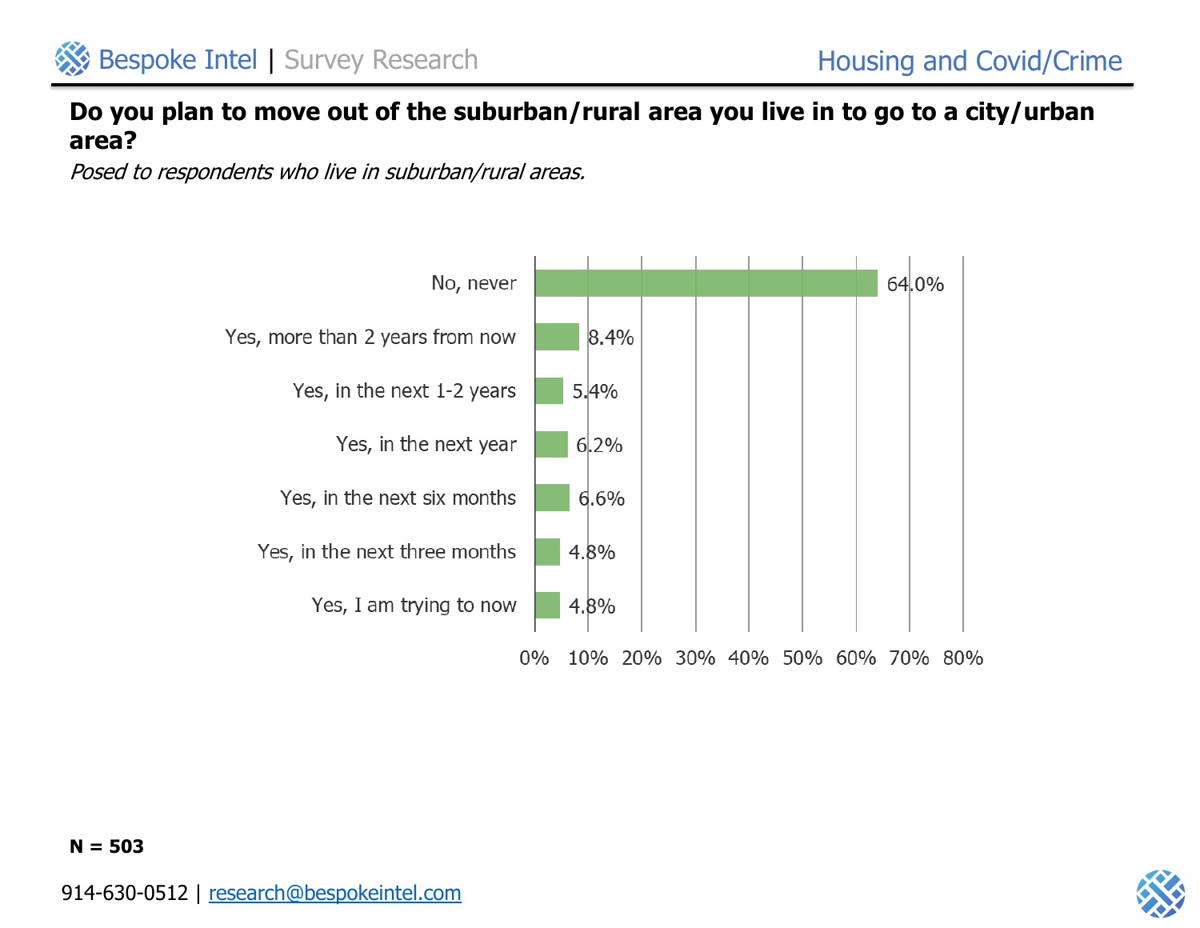## Do you plan to move out of the suburban/rural area you live in to go to a city/urban area?

*Posed to respondents who live in suburban/rural areas.*

| Response | Percentage |
|---|---|
| No, never | 64.0% |
| Yes, more than 2 years from now | 8.4% |
| Yes, in the next 1-2 years | 5.4% |
| Yes, in the next year | 6.2% |
| Yes, in the next six months | 6.6% |
| Yes, in the next three months | 4.8% |
| Yes, I am trying to now | 4.8% |

**N = 503**

914-630-0512 | research@bespokeintel.com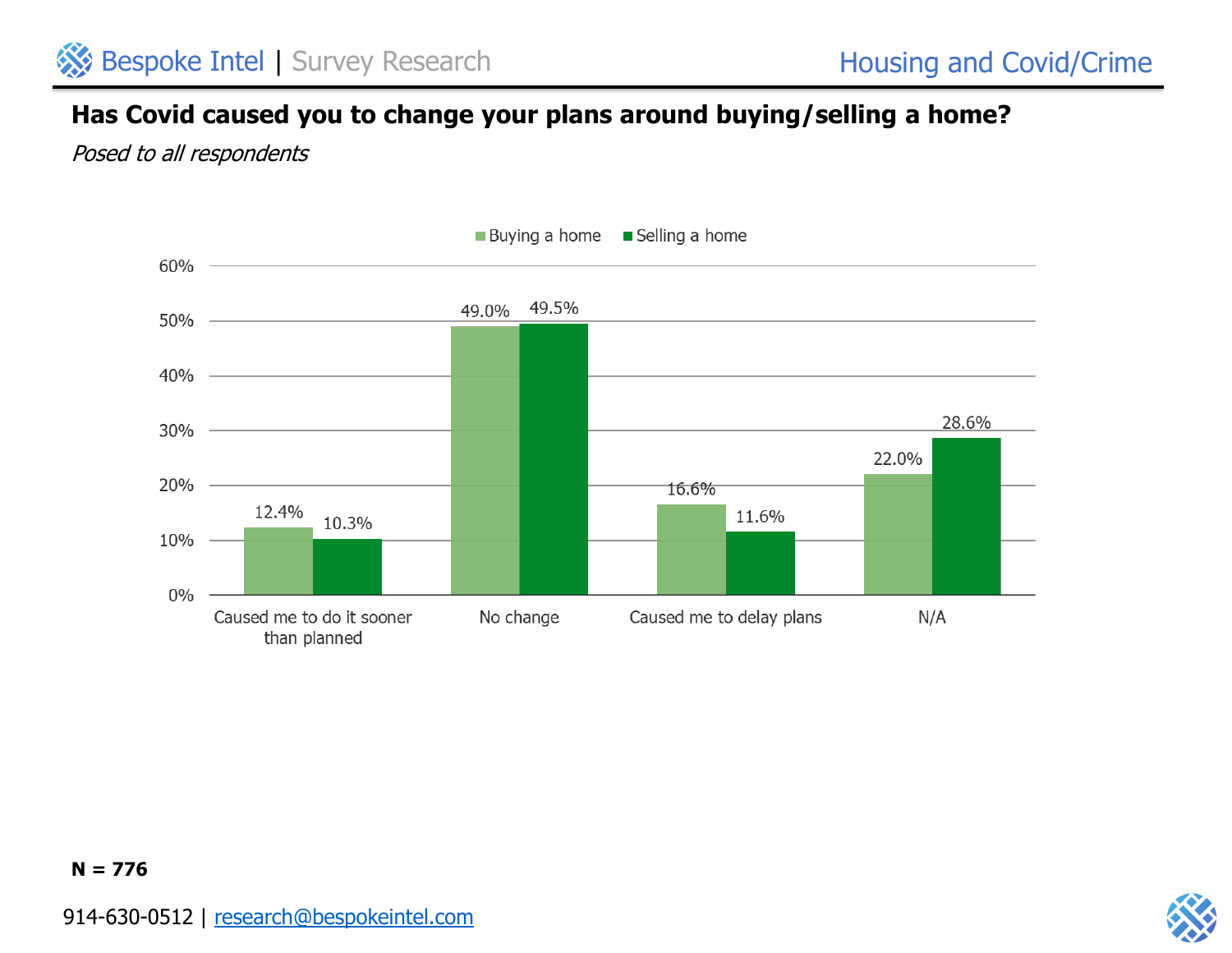## Has Covid caused you to change your plans around buying/selling a home?

*Posed to all respondents*

| | Buying a home | Selling a home |
|---|---|---|
| Caused me to do it sooner than planned | 12.4% | 10.3% |
| No change | 49.0% | 49.5% |
| Caused me to delay plans | 16.6% | 11.6% |
| N/A | 22.0% | 28.6% |

**N = 776**

914-630-0512 | research@bespokeintel.com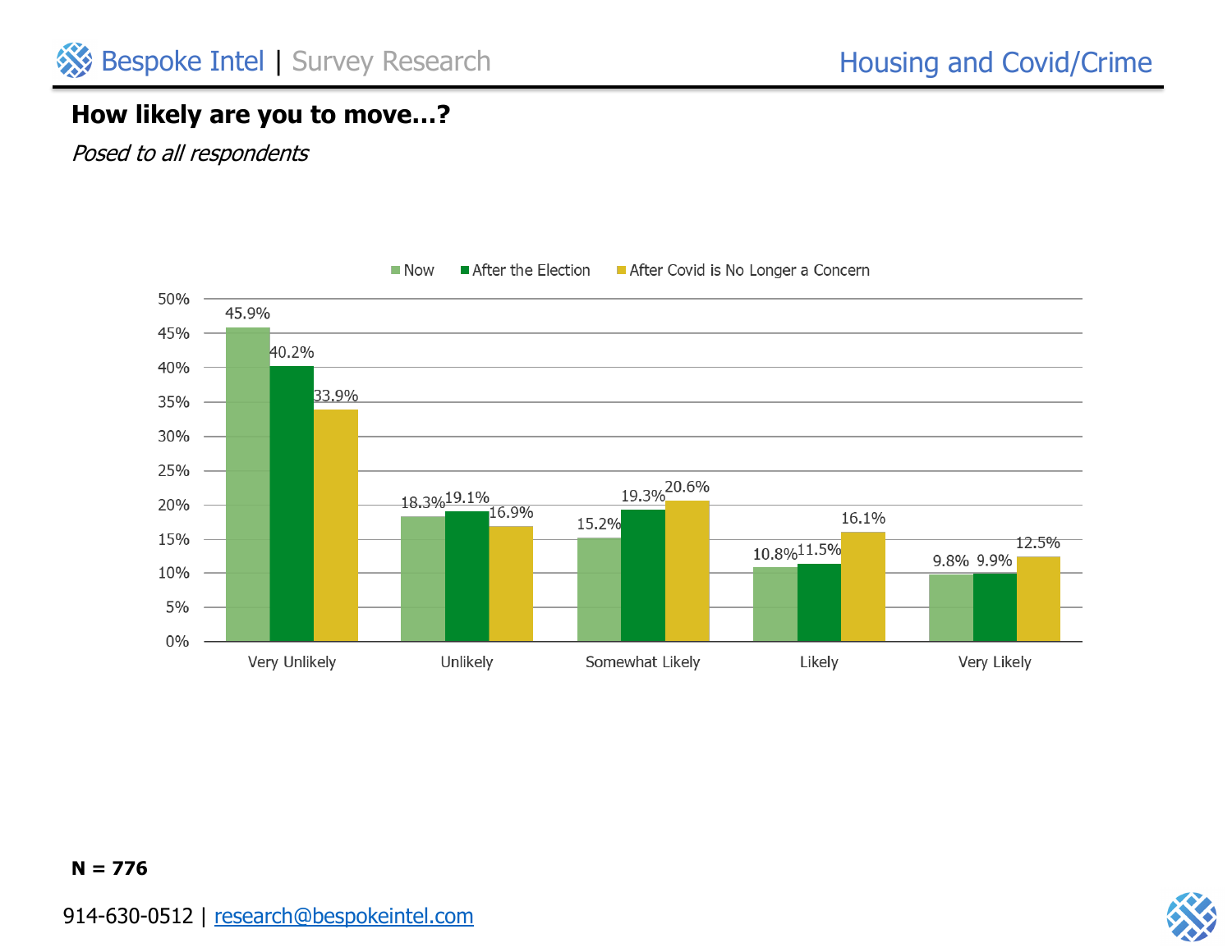## How likely are you to move…?

*Posed to all respondents*

Now | After the Election | After Covid is No Longer a Concern

50%
45%
40%
35%
30%
25%
20%
15%
10%
5%
0%

Very Unlikely: 45.9% | 40.2% | 33.9%

Unlikely: 18.3% | 19.1% | 16.9%

Somewhat Likely: 15.2% | 19.3% | 20.6%

Likely: 10.8% | 11.5% | 16.1%

Very Likely: 9.8% | 9.9% | 12.5%

**N = 776**

914-630-0512 | research@bespokeintel.com